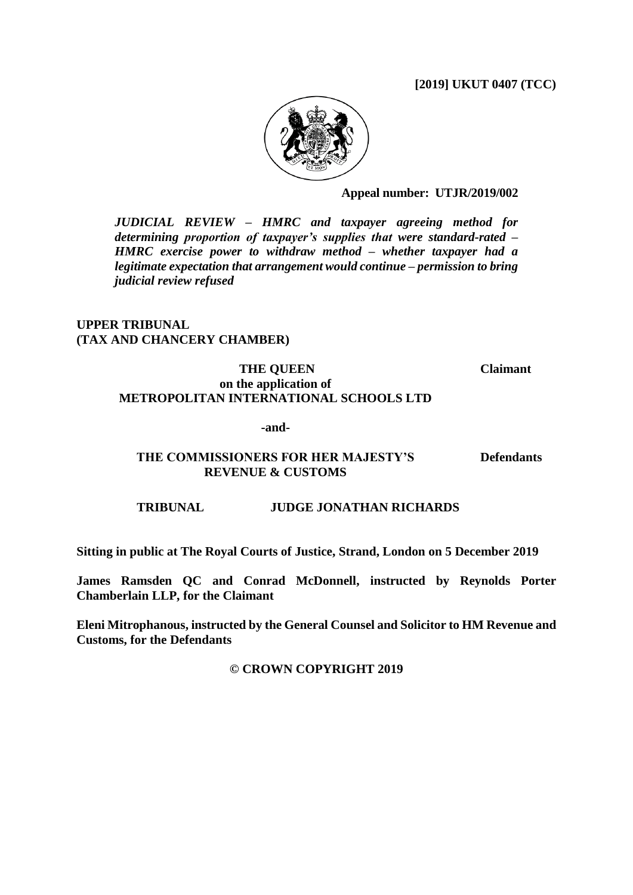**[2019] UKUT 0407 (TCC)**

**Appeal number: UTJR/2019/002**

***JUDICIAL REVIEW – HMRC and taxpayer agreeing method for determining proportion of taxpayer's supplies that were standard-rated – HMRC exercise power to withdraw method – whether taxpayer had a legitimate expectation that arrangement would continue – permission to bring judicial review refused***

**UPPER TRIBUNAL**
**(TAX AND CHANCERY CHAMBER)**

**THE QUEEN** **Claimant**
**on the application of**
**METROPOLITAN INTERNATIONAL SCHOOLS LTD**

**-and-**

**THE COMMISSIONERS FOR HER MAJESTY'S REVENUE & CUSTOMS** **Defendants**

**TRIBUNAL** **JUDGE JONATHAN RICHARDS**

**Sitting in public at The Royal Courts of Justice, Strand, London on 5 December 2019**

**James Ramsden QC and Conrad McDonnell, instructed by Reynolds Porter Chamberlain LLP, for the Claimant**

**Eleni Mitrophanous, instructed by the General Counsel and Solicitor to HM Revenue and Customs, for the Defendants**

**© CROWN COPYRIGHT 2019**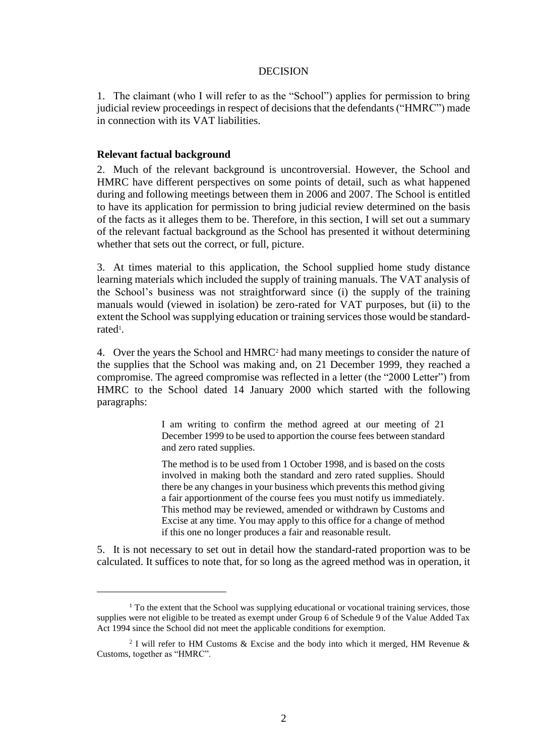# DECISION

1. The claimant (who I will refer to as the "School") applies for permission to bring judicial review proceedings in respect of decisions that the defendants ("HMRC") made in connection with its VAT liabilities.

## Relevant factual background

2. Much of the relevant background is uncontroversial. However, the School and HMRC have different perspectives on some points of detail, such as what happened during and following meetings between them in 2006 and 2007. The School is entitled to have its application for permission to bring judicial review determined on the basis of the facts as it alleges them to be. Therefore, in this section, I will set out a summary of the relevant factual background as the School has presented it without determining whether that sets out the correct, or full, picture.

3. At times material to this application, the School supplied home study distance learning materials which included the supply of training manuals. The VAT analysis of the School's business was not straightforward since (i) the supply of the training manuals would (viewed in isolation) be zero-rated for VAT purposes, but (ii) to the extent the School was supplying education or training services those would be standard-rated[1].

4. Over the years the School and HMRC[2] had many meetings to consider the nature of the supplies that the School was making and, on 21 December 1999, they reached a compromise. The agreed compromise was reflected in a letter (the "2000 Letter") from HMRC to the School dated 14 January 2000 which started with the following paragraphs:

> I am writing to confirm the method agreed at our meeting of 21 December 1999 to be used to apportion the course fees between standard and zero rated supplies.
>
> The method is to be used from 1 October 1998, and is based on the costs involved in making both the standard and zero rated supplies. Should there be any changes in your business which prevents this method giving a fair apportionment of the course fees you must notify us immediately. This method may be reviewed, amended or withdrawn by Customs and Excise at any time. You may apply to this office for a change of method if this one no longer produces a fair and reasonable result.

5. It is not necessary to set out in detail how the standard-rated proportion was to be calculated. It suffices to note that, for so long as the agreed method was in operation, it

---

[1] To the extent that the School was supplying educational or vocational training services, those supplies were not eligible to be treated as exempt under Group 6 of Schedule 9 of the Value Added Tax Act 1994 since the School did not meet the applicable conditions for exemption.

[2] I will refer to HM Customs & Excise and the body into which it merged, HM Revenue & Customs, together as "HMRC".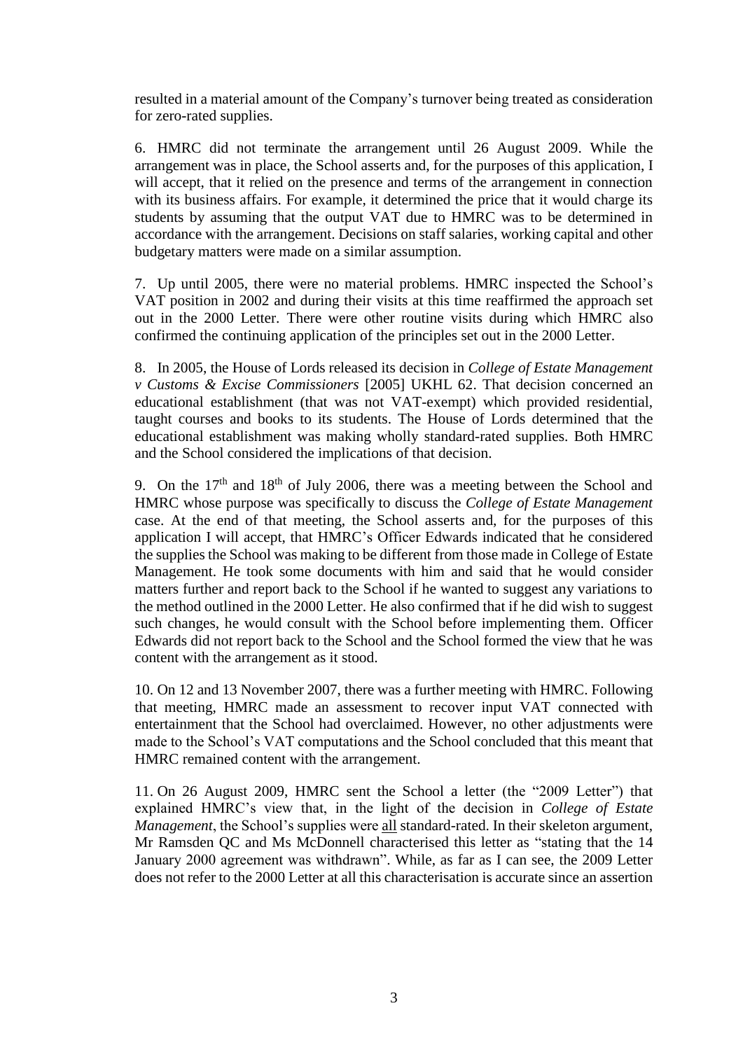resulted in a material amount of the Company's turnover being treated as consideration for zero-rated supplies.

6. HMRC did not terminate the arrangement until 26 August 2009. While the arrangement was in place, the School asserts and, for the purposes of this application, I will accept, that it relied on the presence and terms of the arrangement in connection with its business affairs. For example, it determined the price that it would charge its students by assuming that the output VAT due to HMRC was to be determined in accordance with the arrangement. Decisions on staff salaries, working capital and other budgetary matters were made on a similar assumption.

7. Up until 2005, there were no material problems. HMRC inspected the School's VAT position in 2002 and during their visits at this time reaffirmed the approach set out in the 2000 Letter. There were other routine visits during which HMRC also confirmed the continuing application of the principles set out in the 2000 Letter.

8. In 2005, the House of Lords released its decision in *College of Estate Management v Customs & Excise Commissioners* [2005] UKHL 62. That decision concerned an educational establishment (that was not VAT-exempt) which provided residential, taught courses and books to its students. The House of Lords determined that the educational establishment was making wholly standard-rated supplies. Both HMRC and the School considered the implications of that decision.

9. On the 17th and 18th of July 2006, there was a meeting between the School and HMRC whose purpose was specifically to discuss the *College of Estate Management* case. At the end of that meeting, the School asserts and, for the purposes of this application I will accept, that HMRC's Officer Edwards indicated that he considered the supplies the School was making to be different from those made in College of Estate Management. He took some documents with him and said that he would consider matters further and report back to the School if he wanted to suggest any variations to the method outlined in the 2000 Letter. He also confirmed that if he did wish to suggest such changes, he would consult with the School before implementing them. Officer Edwards did not report back to the School and the School formed the view that he was content with the arrangement as it stood.

10. On 12 and 13 November 2007, there was a further meeting with HMRC. Following that meeting, HMRC made an assessment to recover input VAT connected with entertainment that the School had overclaimed. However, no other adjustments were made to the School's VAT computations and the School concluded that this meant that HMRC remained content with the arrangement.

11. On 26 August 2009, HMRC sent the School a letter (the "2009 Letter") that explained HMRC's view that, in the light of the decision in *College of Estate Management*, the School's supplies were <u>all</u> standard-rated. In their skeleton argument, Mr Ramsden QC and Ms McDonnell characterised this letter as "stating that the 14 January 2000 agreement was withdrawn". While, as far as I can see, the 2009 Letter does not refer to the 2000 Letter at all this characterisation is accurate since an assertion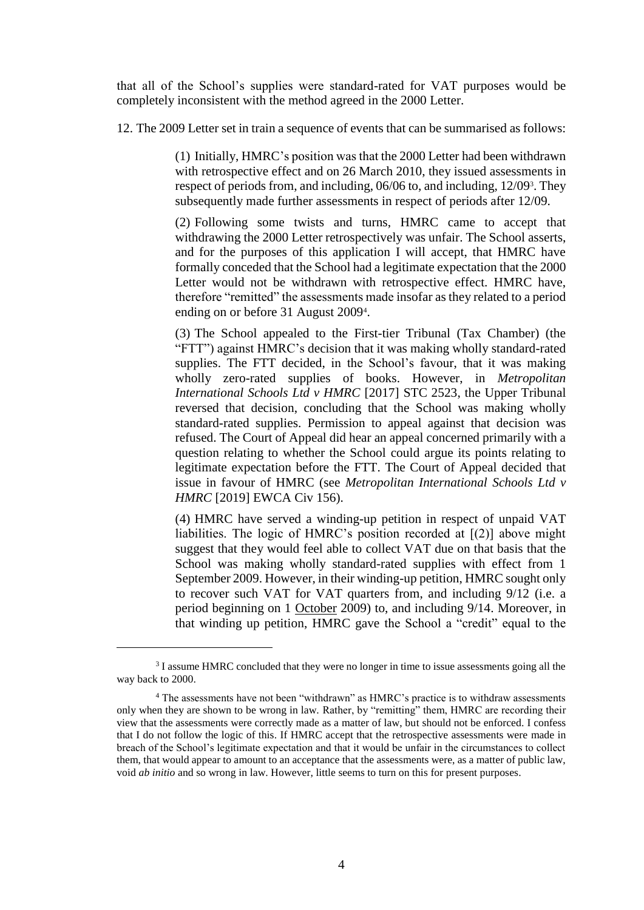that all of the School's supplies were standard-rated for VAT purposes would be completely inconsistent with the method agreed in the 2000 Letter.

12. The 2009 Letter set in train a sequence of events that can be summarised as follows:

> (1) Initially, HMRC's position was that the 2000 Letter had been withdrawn with retrospective effect and on 26 March 2010, they issued assessments in respect of periods from, and including, 06/06 to, and including, 12/09[3]. They subsequently made further assessments in respect of periods after 12/09.
>
> (2) Following some twists and turns, HMRC came to accept that withdrawing the 2000 Letter retrospectively was unfair. The School asserts, and for the purposes of this application I will accept, that HMRC have formally conceded that the School had a legitimate expectation that the 2000 Letter would not be withdrawn with retrospective effect. HMRC have, therefore "remitted" the assessments made insofar as they related to a period ending on or before 31 August 2009[4].
>
> (3) The School appealed to the First-tier Tribunal (Tax Chamber) (the "FTT") against HMRC's decision that it was making wholly standard-rated supplies. The FTT decided, in the School's favour, that it was making wholly zero-rated supplies of books. However, in *Metropolitan International Schools Ltd v HMRC* [2017] STC 2523, the Upper Tribunal reversed that decision, concluding that the School was making wholly standard-rated supplies. Permission to appeal against that decision was refused. The Court of Appeal did hear an appeal concerned primarily with a question relating to whether the School could argue its points relating to legitimate expectation before the FTT. The Court of Appeal decided that issue in favour of HMRC (see *Metropolitan International Schools Ltd v HMRC* [2019] EWCA Civ 156).
>
> (4) HMRC have served a winding-up petition in respect of unpaid VAT liabilities. The logic of HMRC's position recorded at [(2)] above might suggest that they would feel able to collect VAT due on that basis that the School was making wholly standard-rated supplies with effect from 1 September 2009. However, in their winding-up petition, HMRC sought only to recover such VAT for VAT quarters from, and including 9/12 (i.e. a period beginning on 1 <u>October</u> 2009) to, and including 9/14. Moreover, in that winding up petition, HMRC gave the School a "credit" equal to the

---

[3] I assume HMRC concluded that they were no longer in time to issue assessments going all the way back to 2000.

[4] The assessments have not been "withdrawn" as HMRC's practice is to withdraw assessments only when they are shown to be wrong in law. Rather, by "remitting" them, HMRC are recording their view that the assessments were correctly made as a matter of law, but should not be enforced. I confess that I do not follow the logic of this. If HMRC accept that the retrospective assessments were made in breach of the School's legitimate expectation and that it would be unfair in the circumstances to collect them, that would appear to amount to an acceptance that the assessments were, as a matter of public law, void *ab initio* and so wrong in law. However, little seems to turn on this for present purposes.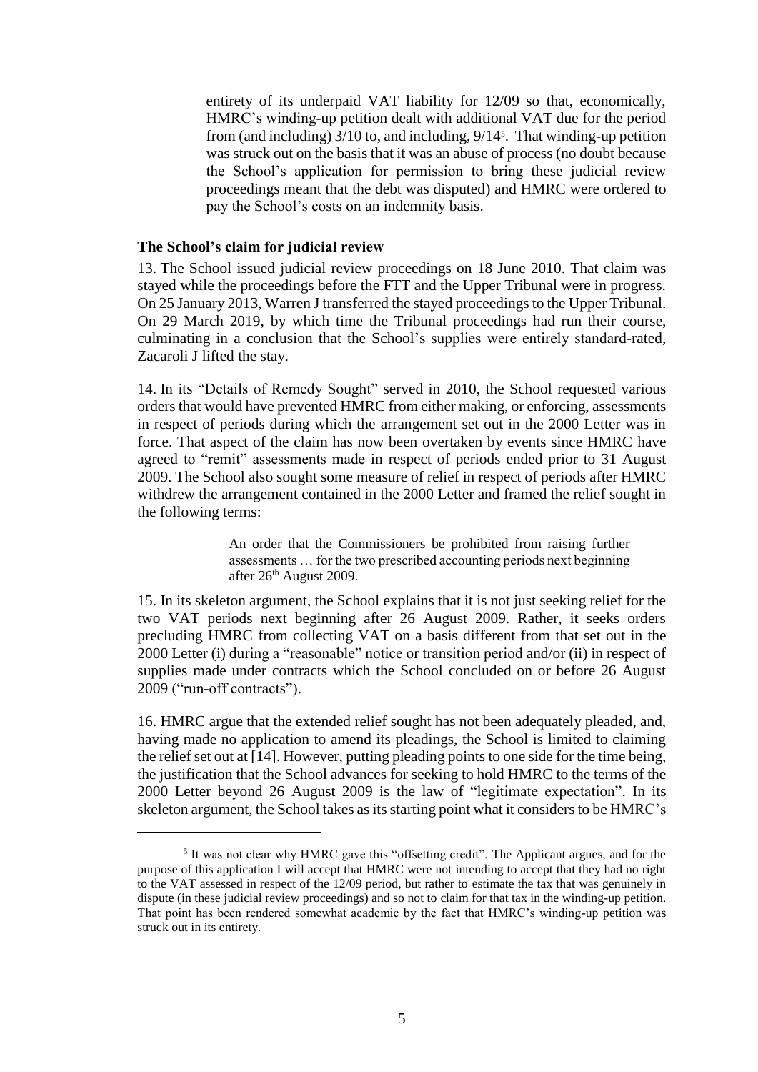entirety of its underpaid VAT liability for 12/09 so that, economically, HMRC's winding-up petition dealt with additional VAT due for the period from (and including) 3/10 to, and including, 9/14[5]. That winding-up petition was struck out on the basis that it was an abuse of process (no doubt because the School's application for permission to bring these judicial review proceedings meant that the debt was disputed) and HMRC were ordered to pay the School's costs on an indemnity basis.

**The School's claim for judicial review**

13. The School issued judicial review proceedings on 18 June 2010. That claim was stayed while the proceedings before the FTT and the Upper Tribunal were in progress. On 25 January 2013, Warren J transferred the stayed proceedings to the Upper Tribunal. On 29 March 2019, by which time the Tribunal proceedings had run their course, culminating in a conclusion that the School's supplies were entirely standard-rated, Zacaroli J lifted the stay.

14. In its "Details of Remedy Sought" served in 2010, the School requested various orders that would have prevented HMRC from either making, or enforcing, assessments in respect of periods during which the arrangement set out in the 2000 Letter was in force. That aspect of the claim has now been overtaken by events since HMRC have agreed to "remit" assessments made in respect of periods ended prior to 31 August 2009. The School also sought some measure of relief in respect of periods after HMRC withdrew the arrangement contained in the 2000 Letter and framed the relief sought in the following terms:

> An order that the Commissioners be prohibited from raising further assessments … for the two prescribed accounting periods next beginning after 26th August 2009.

15. In its skeleton argument, the School explains that it is not just seeking relief for the two VAT periods next beginning after 26 August 2009. Rather, it seeks orders precluding HMRC from collecting VAT on a basis different from that set out in the 2000 Letter (i) during a "reasonable" notice or transition period and/or (ii) in respect of supplies made under contracts which the School concluded on or before 26 August 2009 ("run-off contracts").

16. HMRC argue that the extended relief sought has not been adequately pleaded, and, having made no application to amend its pleadings, the School is limited to claiming the relief set out at [14]. However, putting pleading points to one side for the time being, the justification that the School advances for seeking to hold HMRC to the terms of the 2000 Letter beyond 26 August 2009 is the law of "legitimate expectation". In its skeleton argument, the School takes as its starting point what it considers to be HMRC's

---

[5] It was not clear why HMRC gave this "offsetting credit". The Applicant argues, and for the purpose of this application I will accept that HMRC were not intending to accept that they had no right to the VAT assessed in respect of the 12/09 period, but rather to estimate the tax that was genuinely in dispute (in these judicial review proceedings) and so not to claim for that tax in the winding-up petition. That point has been rendered somewhat academic by the fact that HMRC's winding-up petition was struck out in its entirety.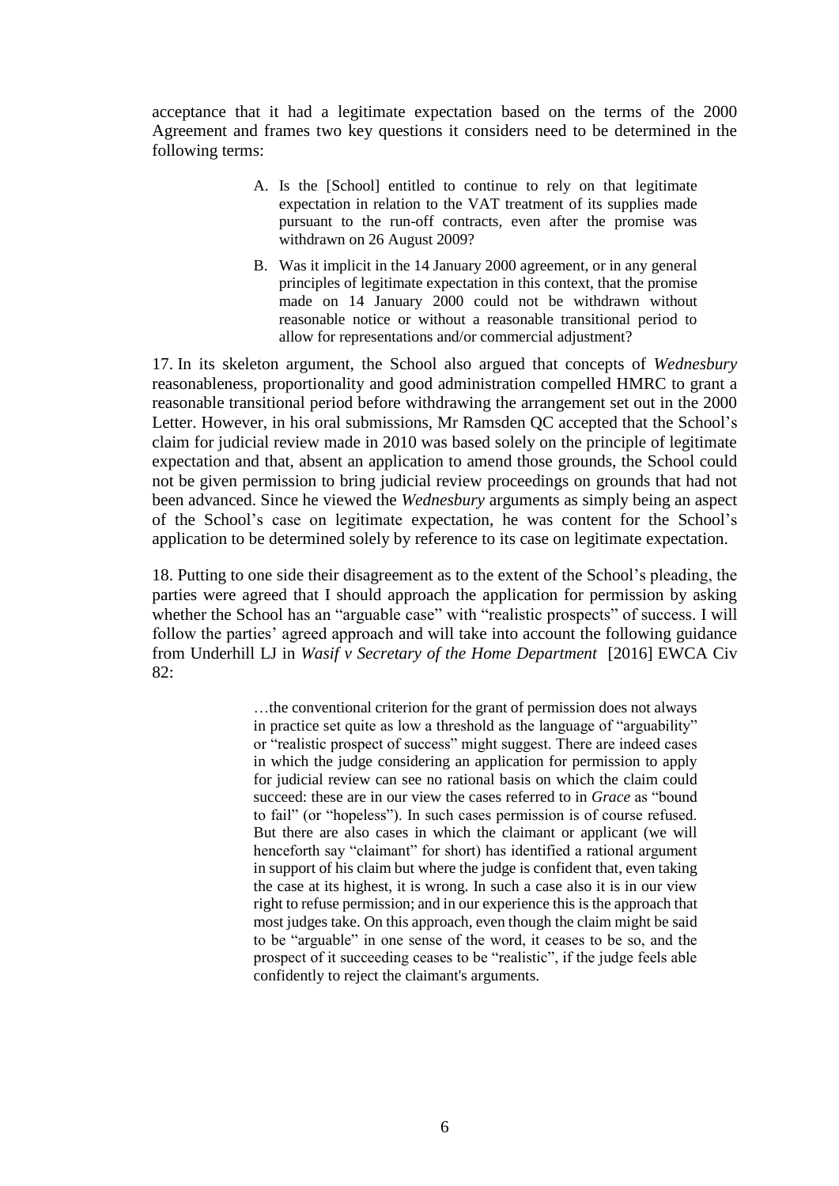acceptance that it had a legitimate expectation based on the terms of the 2000 Agreement and frames two key questions it considers need to be determined in the following terms:

> A. Is the [School] entitled to continue to rely on that legitimate expectation in relation to the VAT treatment of its supplies made pursuant to the run-off contracts, even after the promise was withdrawn on 26 August 2009?
>
> B. Was it implicit in the 14 January 2000 agreement, or in any general principles of legitimate expectation in this context, that the promise made on 14 January 2000 could not be withdrawn without reasonable notice or without a reasonable transitional period to allow for representations and/or commercial adjustment?

17. In its skeleton argument, the School also argued that concepts of *Wednesbury* reasonableness, proportionality and good administration compelled HMRC to grant a reasonable transitional period before withdrawing the arrangement set out in the 2000 Letter. However, in his oral submissions, Mr Ramsden QC accepted that the School's claim for judicial review made in 2010 was based solely on the principle of legitimate expectation and that, absent an application to amend those grounds, the School could not be given permission to bring judicial review proceedings on grounds that had not been advanced. Since he viewed the *Wednesbury* arguments as simply being an aspect of the School's case on legitimate expectation, he was content for the School's application to be determined solely by reference to its case on legitimate expectation.

18. Putting to one side their disagreement as to the extent of the School's pleading, the parties were agreed that I should approach the application for permission by asking whether the School has an "arguable case" with "realistic prospects" of success. I will follow the parties' agreed approach and will take into account the following guidance from Underhill LJ in *Wasif v Secretary of the Home Department* [2016] EWCA Civ 82:

> …the conventional criterion for the grant of permission does not always in practice set quite as low a threshold as the language of "arguability" or "realistic prospect of success" might suggest. There are indeed cases in which the judge considering an application for permission to apply for judicial review can see no rational basis on which the claim could succeed: these are in our view the cases referred to in *Grace* as "bound to fail" (or "hopeless"). In such cases permission is of course refused. But there are also cases in which the claimant or applicant (we will henceforth say "claimant" for short) has identified a rational argument in support of his claim but where the judge is confident that, even taking the case at its highest, it is wrong. In such a case also it is in our view right to refuse permission; and in our experience this is the approach that most judges take. On this approach, even though the claim might be said to be "arguable" in one sense of the word, it ceases to be so, and the prospect of it succeeding ceases to be "realistic", if the judge feels able confidently to reject the claimant's arguments.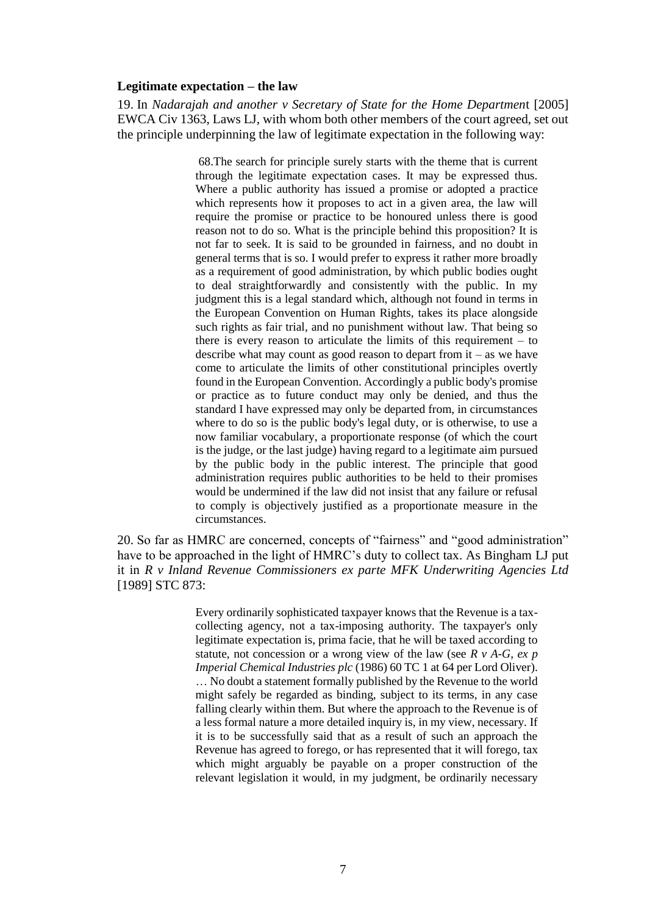**Legitimate expectation – the law**

19. In *Nadarajah and another v Secretary of State for the Home Department* [2005] EWCA Civ 1363, Laws LJ, with whom both other members of the court agreed, set out the principle underpinning the law of legitimate expectation in the following way:

> 68.The search for principle surely starts with the theme that is current through the legitimate expectation cases. It may be expressed thus. Where a public authority has issued a promise or adopted a practice which represents how it proposes to act in a given area, the law will require the promise or practice to be honoured unless there is good reason not to do so. What is the principle behind this proposition? It is not far to seek. It is said to be grounded in fairness, and no doubt in general terms that is so. I would prefer to express it rather more broadly as a requirement of good administration, by which public bodies ought to deal straightforwardly and consistently with the public. In my judgment this is a legal standard which, although not found in terms in the European Convention on Human Rights, takes its place alongside such rights as fair trial, and no punishment without law. That being so there is every reason to articulate the limits of this requirement – to describe what may count as good reason to depart from it – as we have come to articulate the limits of other constitutional principles overtly found in the European Convention. Accordingly a public body's promise or practice as to future conduct may only be denied, and thus the standard I have expressed may only be departed from, in circumstances where to do so is the public body's legal duty, or is otherwise, to use a now familiar vocabulary, a proportionate response (of which the court is the judge, or the last judge) having regard to a legitimate aim pursued by the public body in the public interest. The principle that good administration requires public authorities to be held to their promises would be undermined if the law did not insist that any failure or refusal to comply is objectively justified as a proportionate measure in the circumstances.

20. So far as HMRC are concerned, concepts of "fairness" and "good administration" have to be approached in the light of HMRC's duty to collect tax. As Bingham LJ put it in *R v Inland Revenue Commissioners ex parte MFK Underwriting Agencies Ltd* [1989] STC 873:

> Every ordinarily sophisticated taxpayer knows that the Revenue is a tax-collecting agency, not a tax-imposing authority. The taxpayer's only legitimate expectation is, prima facie, that he will be taxed according to statute, not concession or a wrong view of the law (see *R v A-G, ex p Imperial Chemical Industries plc* (1986) 60 TC 1 at 64 per Lord Oliver). … No doubt a statement formally published by the Revenue to the world might safely be regarded as binding, subject to its terms, in any case falling clearly within them. But where the approach to the Revenue is of a less formal nature a more detailed inquiry is, in my view, necessary. If it is to be successfully said that as a result of such an approach the Revenue has agreed to forego, or has represented that it will forego, tax which might arguably be payable on a proper construction of the relevant legislation it would, in my judgment, be ordinarily necessary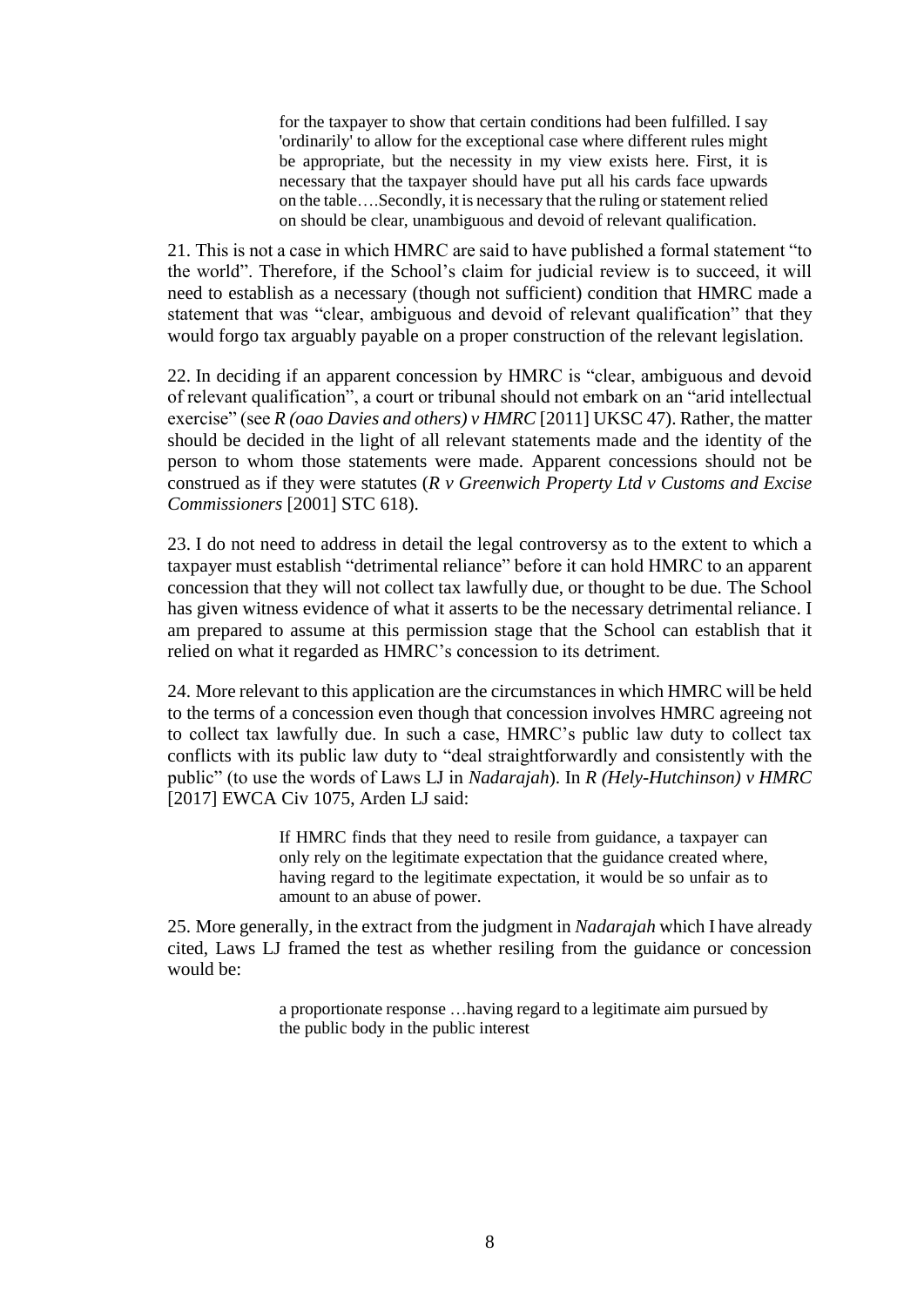> for the taxpayer to show that certain conditions had been fulfilled. I say 'ordinarily' to allow for the exceptional case where different rules might be appropriate, but the necessity in my view exists here. First, it is necessary that the taxpayer should have put all his cards face upwards on the table….Secondly, it is necessary that the ruling or statement relied on should be clear, unambiguous and devoid of relevant qualification.

21. This is not a case in which HMRC are said to have published a formal statement "to the world". Therefore, if the School's claim for judicial review is to succeed, it will need to establish as a necessary (though not sufficient) condition that HMRC made a statement that was "clear, ambiguous and devoid of relevant qualification" that they would forgo tax arguably payable on a proper construction of the relevant legislation.

22. In deciding if an apparent concession by HMRC is "clear, ambiguous and devoid of relevant qualification", a court or tribunal should not embark on an "arid intellectual exercise" (see *R (oao Davies and others) v HMRC* [2011] UKSC 47). Rather, the matter should be decided in the light of all relevant statements made and the identity of the person to whom those statements were made. Apparent concessions should not be construed as if they were statutes (*R v Greenwich Property Ltd v Customs and Excise Commissioners* [2001] STC 618).

23. I do not need to address in detail the legal controversy as to the extent to which a taxpayer must establish "detrimental reliance" before it can hold HMRC to an apparent concession that they will not collect tax lawfully due, or thought to be due. The School has given witness evidence of what it asserts to be the necessary detrimental reliance. I am prepared to assume at this permission stage that the School can establish that it relied on what it regarded as HMRC's concession to its detriment.

24. More relevant to this application are the circumstances in which HMRC will be held to the terms of a concession even though that concession involves HMRC agreeing not to collect tax lawfully due. In such a case, HMRC's public law duty to collect tax conflicts with its public law duty to "deal straightforwardly and consistently with the public" (to use the words of Laws LJ in *Nadarajah*). In *R (Hely-Hutchinson) v HMRC* [2017] EWCA Civ 1075, Arden LJ said:

> If HMRC finds that they need to resile from guidance, a taxpayer can only rely on the legitimate expectation that the guidance created where, having regard to the legitimate expectation, it would be so unfair as to amount to an abuse of power.

25. More generally, in the extract from the judgment in *Nadarajah* which I have already cited, Laws LJ framed the test as whether resiling from the guidance or concession would be:

> a proportionate response …having regard to a legitimate aim pursued by the public body in the public interest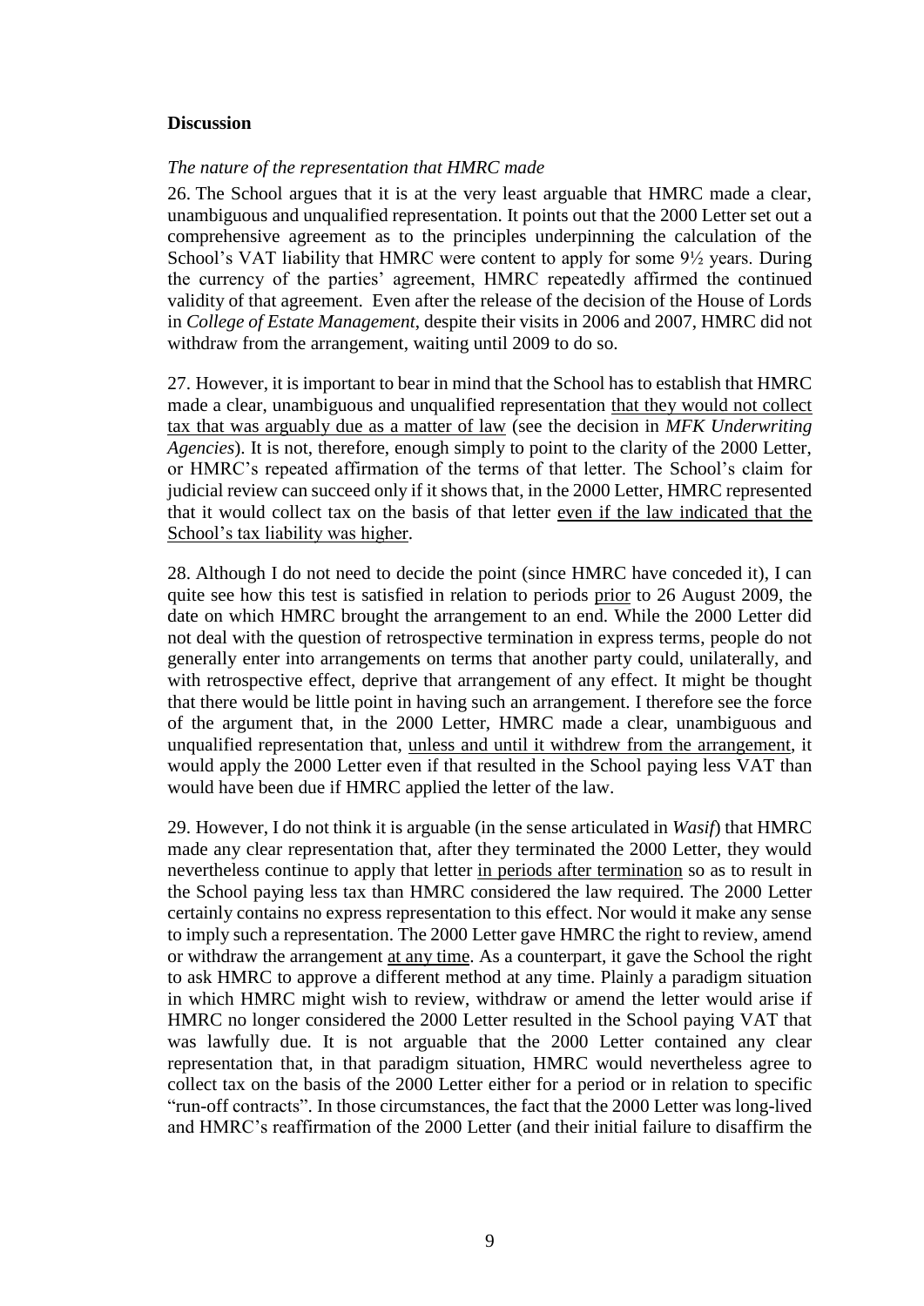**Discussion**

*The nature of the representation that HMRC made*

26. The School argues that it is at the very least arguable that HMRC made a clear, unambiguous and unqualified representation. It points out that the 2000 Letter set out a comprehensive agreement as to the principles underpinning the calculation of the School's VAT liability that HMRC were content to apply for some 9½ years. During the currency of the parties' agreement, HMRC repeatedly affirmed the continued validity of that agreement. Even after the release of the decision of the House of Lords in *College of Estate Management*, despite their visits in 2006 and 2007, HMRC did not withdraw from the arrangement, waiting until 2009 to do so.

27. However, it is important to bear in mind that the School has to establish that HMRC made a clear, unambiguous and unqualified representation <u>that they would not collect tax that was arguably due as a matter of law</u> (see the decision in *MFK Underwriting Agencies*). It is not, therefore, enough simply to point to the clarity of the 2000 Letter, or HMRC's repeated affirmation of the terms of that letter. The School's claim for judicial review can succeed only if it shows that, in the 2000 Letter, HMRC represented that it would collect tax on the basis of that letter <u>even if the law indicated that the School's tax liability was higher</u>.

28. Although I do not need to decide the point (since HMRC have conceded it), I can quite see how this test is satisfied in relation to periods <u>prior</u> to 26 August 2009, the date on which HMRC brought the arrangement to an end. While the 2000 Letter did not deal with the question of retrospective termination in express terms, people do not generally enter into arrangements on terms that another party could, unilaterally, and with retrospective effect, deprive that arrangement of any effect. It might be thought that there would be little point in having such an arrangement. I therefore see the force of the argument that, in the 2000 Letter, HMRC made a clear, unambiguous and unqualified representation that, <u>unless and until it withdrew from the arrangement</u>, it would apply the 2000 Letter even if that resulted in the School paying less VAT than would have been due if HMRC applied the letter of the law.

29. However, I do not think it is arguable (in the sense articulated in *Wasif*) that HMRC made any clear representation that, after they terminated the 2000 Letter, they would nevertheless continue to apply that letter <u>in periods after termination</u> so as to result in the School paying less tax than HMRC considered the law required. The 2000 Letter certainly contains no express representation to this effect. Nor would it make any sense to imply such a representation. The 2000 Letter gave HMRC the right to review, amend or withdraw the arrangement <u>at any time</u>. As a counterpart, it gave the School the right to ask HMRC to approve a different method at any time. Plainly a paradigm situation in which HMRC might wish to review, withdraw or amend the letter would arise if HMRC no longer considered the 2000 Letter resulted in the School paying VAT that was lawfully due. It is not arguable that the 2000 Letter contained any clear representation that, in that paradigm situation, HMRC would nevertheless agree to collect tax on the basis of the 2000 Letter either for a period or in relation to specific "run-off contracts". In those circumstances, the fact that the 2000 Letter was long-lived and HMRC's reaffirmation of the 2000 Letter (and their initial failure to disaffirm the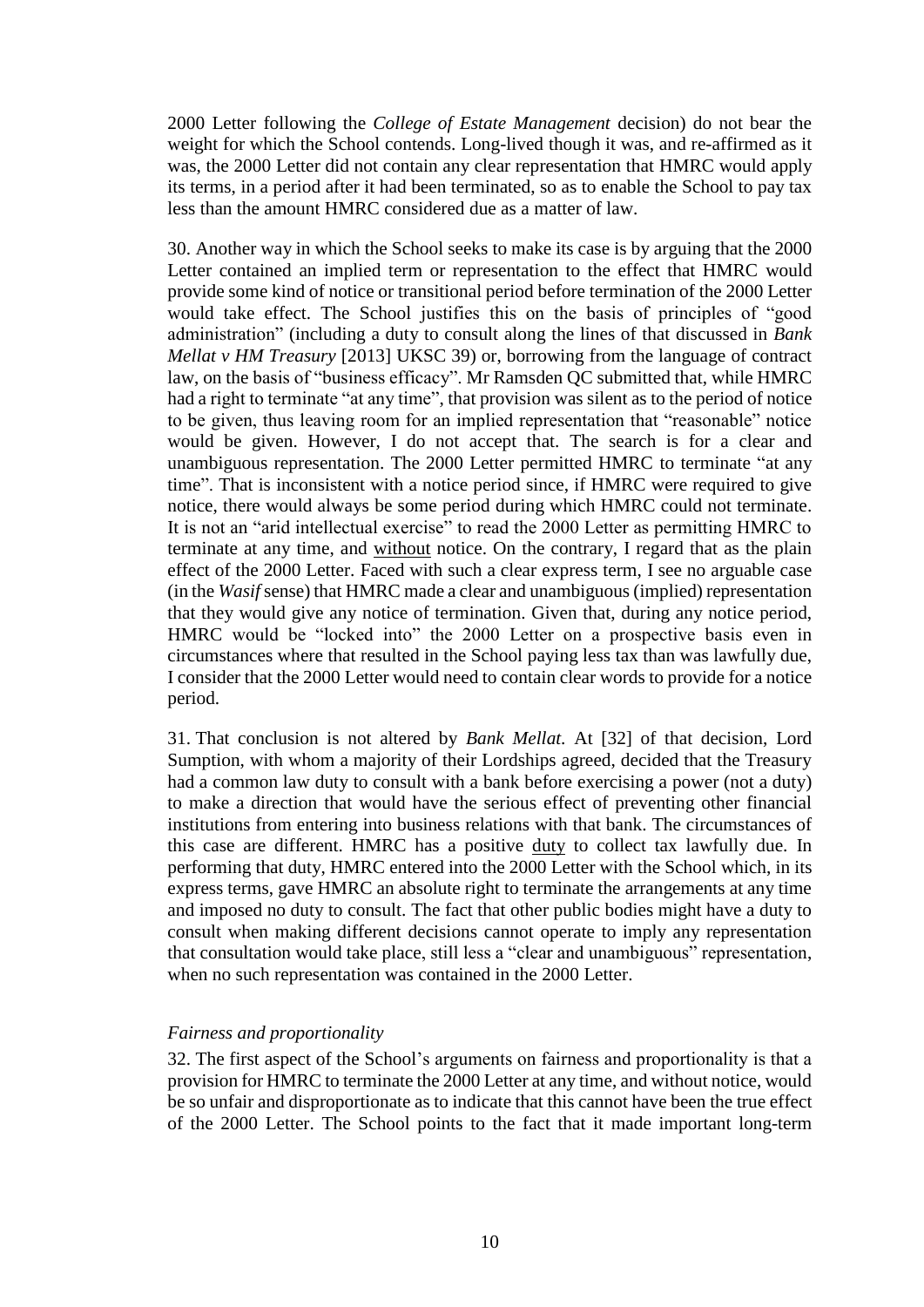2000 Letter following the *College of Estate Management* decision) do not bear the weight for which the School contends. Long-lived though it was, and re-affirmed as it was, the 2000 Letter did not contain any clear representation that HMRC would apply its terms, in a period after it had been terminated, so as to enable the School to pay tax less than the amount HMRC considered due as a matter of law.

30. Another way in which the School seeks to make its case is by arguing that the 2000 Letter contained an implied term or representation to the effect that HMRC would provide some kind of notice or transitional period before termination of the 2000 Letter would take effect. The School justifies this on the basis of principles of "good administration" (including a duty to consult along the lines of that discussed in *Bank Mellat v HM Treasury* [2013] UKSC 39) or, borrowing from the language of contract law, on the basis of "business efficacy". Mr Ramsden QC submitted that, while HMRC had a right to terminate "at any time", that provision was silent as to the period of notice to be given, thus leaving room for an implied representation that "reasonable" notice would be given. However, I do not accept that. The search is for a clear and unambiguous representation. The 2000 Letter permitted HMRC to terminate "at any time". That is inconsistent with a notice period since, if HMRC were required to give notice, there would always be some period during which HMRC could not terminate. It is not an "arid intellectual exercise" to read the 2000 Letter as permitting HMRC to terminate at any time, and <u>without</u> notice. On the contrary, I regard that as the plain effect of the 2000 Letter. Faced with such a clear express term, I see no arguable case (in the *Wasif* sense) that HMRC made a clear and unambiguous (implied) representation that they would give any notice of termination. Given that, during any notice period, HMRC would be "locked into" the 2000 Letter on a prospective basis even in circumstances where that resulted in the School paying less tax than was lawfully due, I consider that the 2000 Letter would need to contain clear words to provide for a notice period.

31. That conclusion is not altered by *Bank Mellat*. At [32] of that decision, Lord Sumption, with whom a majority of their Lordships agreed, decided that the Treasury had a common law duty to consult with a bank before exercising a power (not a duty) to make a direction that would have the serious effect of preventing other financial institutions from entering into business relations with that bank. The circumstances of this case are different. HMRC has a positive <u>duty</u> to collect tax lawfully due. In performing that duty, HMRC entered into the 2000 Letter with the School which, in its express terms, gave HMRC an absolute right to terminate the arrangements at any time and imposed no duty to consult. The fact that other public bodies might have a duty to consult when making different decisions cannot operate to imply any representation that consultation would take place, still less a "clear and unambiguous" representation, when no such representation was contained in the 2000 Letter.

*Fairness and proportionality*

32. The first aspect of the School's arguments on fairness and proportionality is that a provision for HMRC to terminate the 2000 Letter at any time, and without notice, would be so unfair and disproportionate as to indicate that this cannot have been the true effect of the 2000 Letter. The School points to the fact that it made important long-term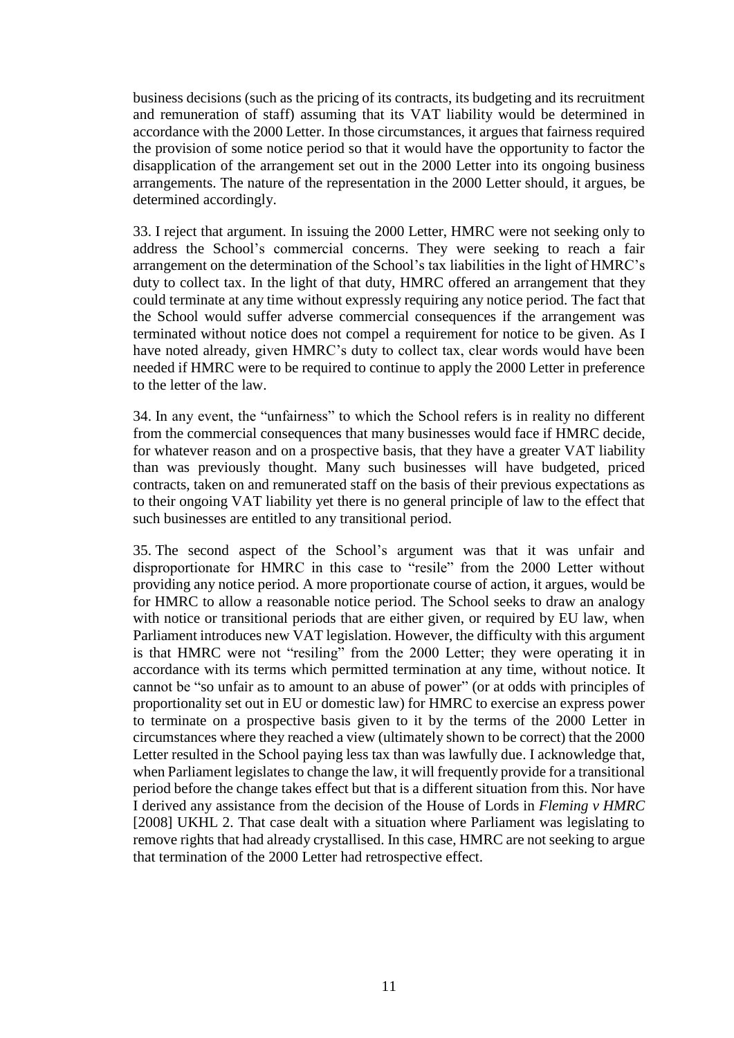business decisions (such as the pricing of its contracts, its budgeting and its recruitment and remuneration of staff) assuming that its VAT liability would be determined in accordance with the 2000 Letter. In those circumstances, it argues that fairness required the provision of some notice period so that it would have the opportunity to factor the disapplication of the arrangement set out in the 2000 Letter into its ongoing business arrangements. The nature of the representation in the 2000 Letter should, it argues, be determined accordingly.

33. I reject that argument. In issuing the 2000 Letter, HMRC were not seeking only to address the School's commercial concerns. They were seeking to reach a fair arrangement on the determination of the School's tax liabilities in the light of HMRC's duty to collect tax. In the light of that duty, HMRC offered an arrangement that they could terminate at any time without expressly requiring any notice period. The fact that the School would suffer adverse commercial consequences if the arrangement was terminated without notice does not compel a requirement for notice to be given. As I have noted already, given HMRC's duty to collect tax, clear words would have been needed if HMRC were to be required to continue to apply the 2000 Letter in preference to the letter of the law.

34. In any event, the "unfairness" to which the School refers is in reality no different from the commercial consequences that many businesses would face if HMRC decide, for whatever reason and on a prospective basis, that they have a greater VAT liability than was previously thought. Many such businesses will have budgeted, priced contracts, taken on and remunerated staff on the basis of their previous expectations as to their ongoing VAT liability yet there is no general principle of law to the effect that such businesses are entitled to any transitional period.

35. The second aspect of the School's argument was that it was unfair and disproportionate for HMRC in this case to "resile" from the 2000 Letter without providing any notice period. A more proportionate course of action, it argues, would be for HMRC to allow a reasonable notice period. The School seeks to draw an analogy with notice or transitional periods that are either given, or required by EU law, when Parliament introduces new VAT legislation. However, the difficulty with this argument is that HMRC were not "resiling" from the 2000 Letter; they were operating it in accordance with its terms which permitted termination at any time, without notice. It cannot be "so unfair as to amount to an abuse of power" (or at odds with principles of proportionality set out in EU or domestic law) for HMRC to exercise an express power to terminate on a prospective basis given to it by the terms of the 2000 Letter in circumstances where they reached a view (ultimately shown to be correct) that the 2000 Letter resulted in the School paying less tax than was lawfully due. I acknowledge that, when Parliament legislates to change the law, it will frequently provide for a transitional period before the change takes effect but that is a different situation from this. Nor have I derived any assistance from the decision of the House of Lords in *Fleming v HMRC* [2008] UKHL 2. That case dealt with a situation where Parliament was legislating to remove rights that had already crystallised. In this case, HMRC are not seeking to argue that termination of the 2000 Letter had retrospective effect.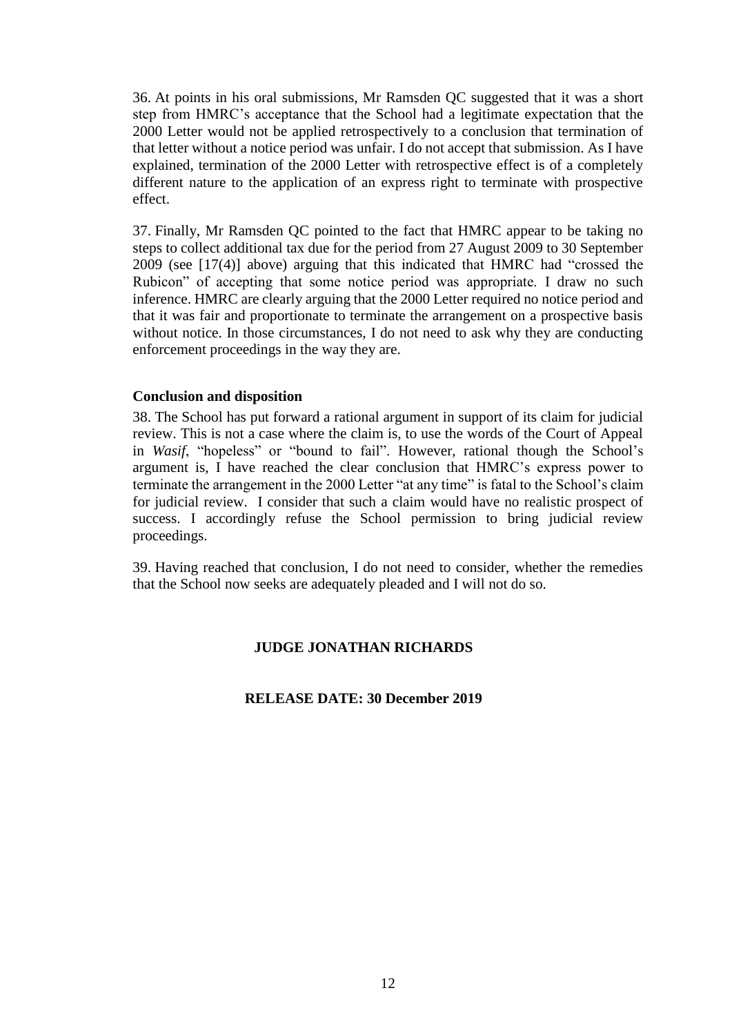36. At points in his oral submissions, Mr Ramsden QC suggested that it was a short step from HMRC's acceptance that the School had a legitimate expectation that the 2000 Letter would not be applied retrospectively to a conclusion that termination of that letter without a notice period was unfair. I do not accept that submission. As I have explained, termination of the 2000 Letter with retrospective effect is of a completely different nature to the application of an express right to terminate with prospective effect.

37. Finally, Mr Ramsden QC pointed to the fact that HMRC appear to be taking no steps to collect additional tax due for the period from 27 August 2009 to 30 September 2009 (see [17(4)] above) arguing that this indicated that HMRC had "crossed the Rubicon" of accepting that some notice period was appropriate. I draw no such inference. HMRC are clearly arguing that the 2000 Letter required no notice period and that it was fair and proportionate to terminate the arrangement on a prospective basis without notice. In those circumstances, I do not need to ask why they are conducting enforcement proceedings in the way they are.

### Conclusion and disposition

38. The School has put forward a rational argument in support of its claim for judicial review. This is not a case where the claim is, to use the words of the Court of Appeal in *Wasif*, "hopeless" or "bound to fail". However, rational though the School's argument is, I have reached the clear conclusion that HMRC's express power to terminate the arrangement in the 2000 Letter "at any time" is fatal to the School's claim for judicial review. I consider that such a claim would have no realistic prospect of success. I accordingly refuse the School permission to bring judicial review proceedings.

39. Having reached that conclusion, I do not need to consider, whether the remedies that the School now seeks are adequately pleaded and I will not do so.

**JUDGE JONATHAN RICHARDS**

**RELEASE DATE: 30 December 2019**